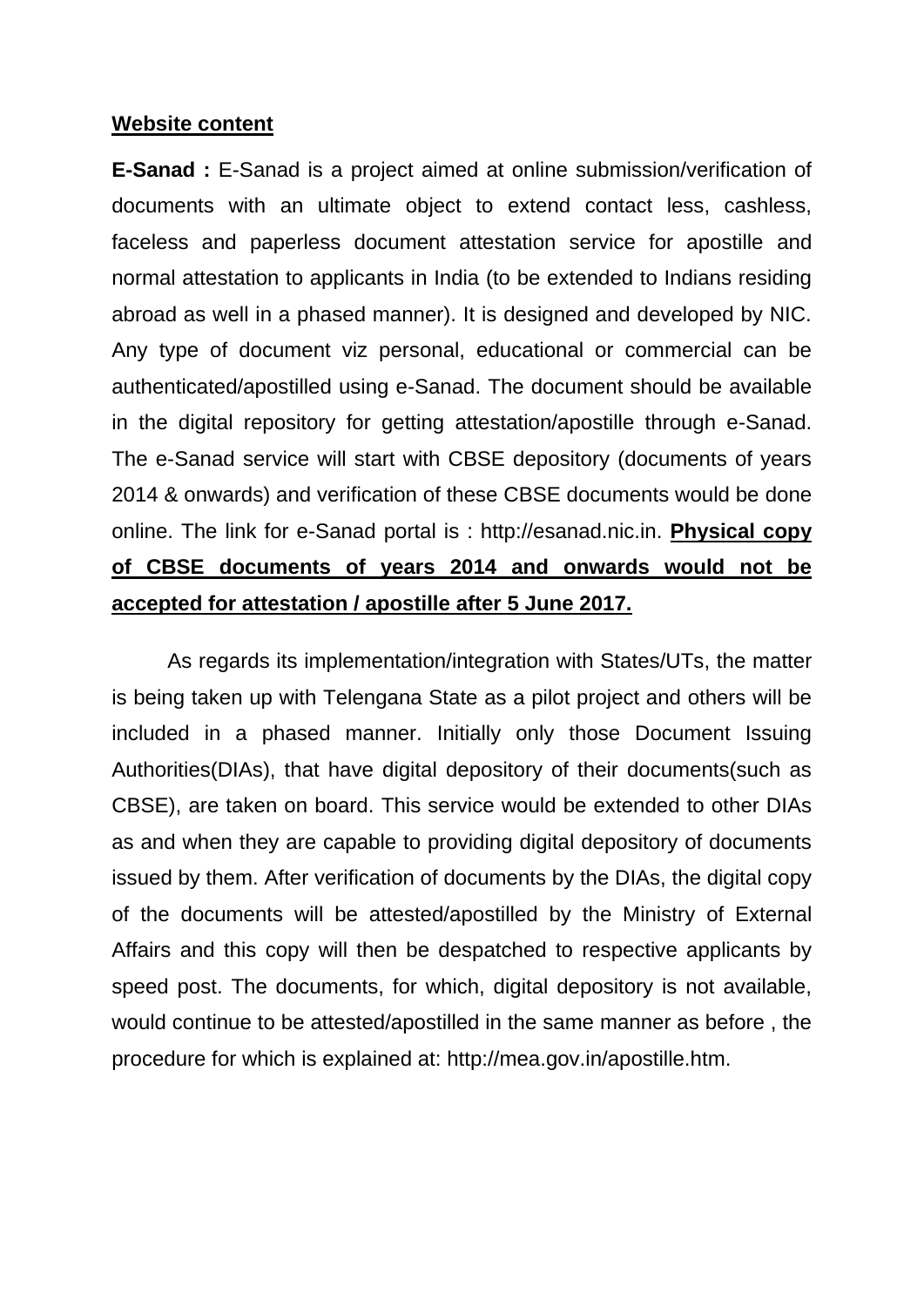**Website content**

**E-Sanad :** E-Sanad is a project aimed at online submission/verification of documents with an ultimate object to extend contact less, cashless, faceless and paperless document attestation service for apostille and normal attestation to applicants in India (to be extended to Indians residing abroad as well in a phased manner). It is designed and developed by NIC. Any type of document viz personal, educational or commercial can be authenticated/apostilled using e-Sanad. The document should be available in the digital repository for getting attestation/apostille through e-Sanad. The e-Sanad service will start with CBSE depository (documents of years 2014 & onwards) and verification of these CBSE documents would be done online. The link for e-Sanad portal is : http://esanad.nic.in. **Physical copy of CBSE documents of years 2014 and onwards would not be accepted for attestation / apostille after 5 June 2017.**

As regards its implementation/integration with States/UTs, the matter is being taken up with Telengana State as a pilot project and others will be included in a phased manner. Initially only those Document Issuing Authorities(DIAs), that have digital depository of their documents(such as CBSE), are taken on board. This service would be extended to other DIAs as and when they are capable to providing digital depository of documents issued by them. After verification of documents by the DIAs, the digital copy of the documents will be attested/apostilled by the Ministry of External Affairs and this copy will then be despatched to respective applicants by speed post. The documents, for which, digital depository is not available, would continue to be attested/apostilled in the same manner as before , the procedure for which is explained at: http://mea.gov.in/apostille.htm.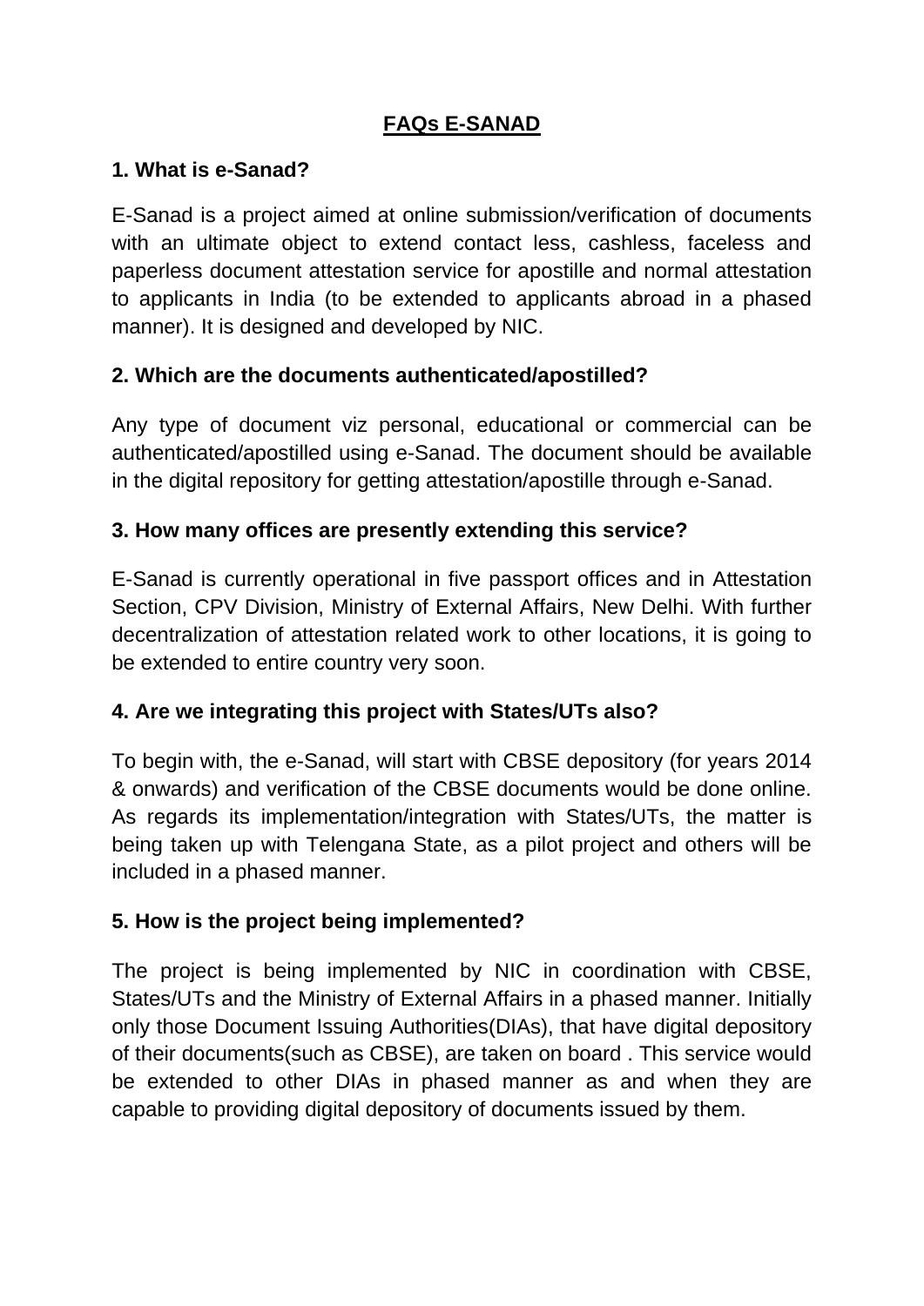# FAQs E-SANAD

**1. What is e-Sanad?**

E-Sanad is a project aimed at online submission/verification of documents with an ultimate object to extend contact less, cashless, faceless and paperless document attestation service for apostille and normal attestation to applicants in India (to be extended to applicants abroad in a phased manner). It is designed and developed by NIC.

**2. Which are the documents authenticated/apostilled?**

Any type of document viz personal, educational or commercial can be authenticated/apostilled using e-Sanad. The document should be available in the digital repository for getting attestation/apostille through e-Sanad.

**3. How many offices are presently extending this service?**

E-Sanad is currently operational in five passport offices and in Attestation Section, CPV Division, Ministry of External Affairs, New Delhi. With further decentralization of attestation related work to other locations, it is going to be extended to entire country very soon.

**4. Are we integrating this project with States/UTs also?**

To begin with, the e-Sanad, will start with CBSE depository (for years 2014 & onwards) and verification of the CBSE documents would be done online. As regards its implementation/integration with States/UTs, the matter is being taken up with Telengana State, as a pilot project and others will be included in a phased manner.

**5. How is the project being implemented?**

The project is being implemented by NIC in coordination with CBSE, States/UTs and the Ministry of External Affairs in a phased manner. Initially only those Document Issuing Authorities(DIAs), that have digital depository of their documents(such as CBSE), are taken on board . This service would be extended to other DIAs in phased manner as and when they are capable to providing digital depository of documents issued by them.